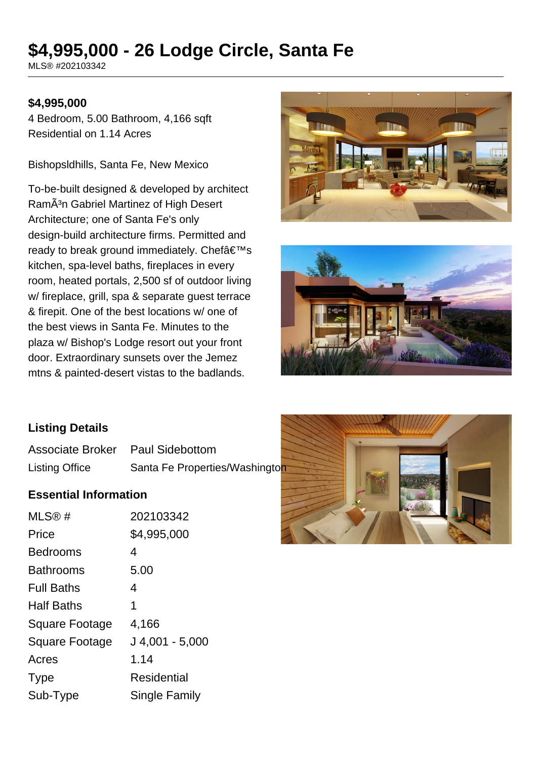# $4,995,000 - 26 Lodge Circle, Santa Fe

MLS® #202103342

**$4,995,000**

4 Bedroom, 5.00 Bathroom, 4,166 sqft

Residential on 1.14 Acres

Bishopsldhills, Santa Fe, New Mexico

To-be-built designed & developed by architect RamÃ³n Gabriel Martinez of High Desert Architecture; one of Santa Fe's only design-build architecture firms. Permitted and ready to break ground immediately. Chefâ€™s kitchen, spa-level baths, fireplaces in every room, heated portals, 2,500 sf of outdoor living w/ fireplace, grill, spa & separate guest terrace & firepit. One of the best locations w/ one of the best views in Santa Fe. Minutes to the plaza w/ Bishop's Lodge resort out your front door. Extraordinary sunsets over the Jemez mtns & painted-desert vistas to the badlands.

## Listing Details

| | |
|---|---|
| Associate Broker | Paul Sidebottom |
| Listing Office | Santa Fe Properties/Washington |

## Essential Information

| | |
|---|---|
| MLS® # | 202103342 |
| Price | $4,995,000 |
| Bedrooms | 4 |
| Bathrooms | 5.00 |
| Full Baths | 4 |
| Half Baths | 1 |
| Square Footage | 4,166 |
| Square Footage | J 4,001 - 5,000 |
| Acres | 1.14 |
| Type | Residential |
| Sub-Type | Single Family |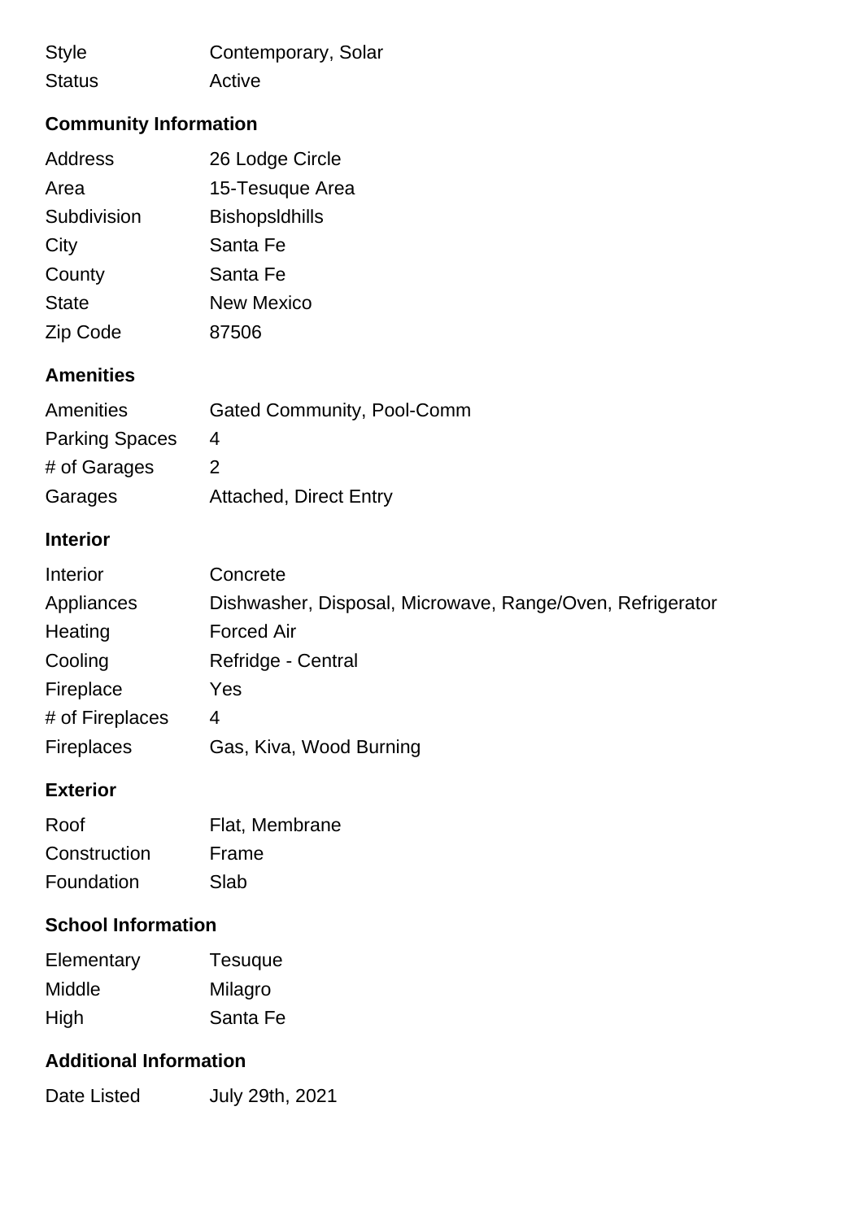| | |
|---|---|
| Style | Contemporary, Solar |
| Status | Active |

### Community Information

| | |
|---|---|
| Address | 26 Lodge Circle |
| Area | 15-Tesuque Area |
| Subdivision | Bishopsldhills |
| City | Santa Fe |
| County | Santa Fe |
| State | New Mexico |
| Zip Code | 87506 |

### Amenities

| | |
|---|---|
| Amenities | Gated Community, Pool-Comm |
| Parking Spaces | 4 |
| # of Garages | 2 |
| Garages | Attached, Direct Entry |

### Interior

| | |
|---|---|
| Interior | Concrete |
| Appliances | Dishwasher, Disposal, Microwave, Range/Oven, Refrigerator |
| Heating | Forced Air |
| Cooling | Refridge - Central |
| Fireplace | Yes |
| # of Fireplaces | 4 |
| Fireplaces | Gas, Kiva, Wood Burning |

### Exterior

| | |
|---|---|
| Roof | Flat, Membrane |
| Construction | Frame |
| Foundation | Slab |

### School Information

| | |
|---|---|
| Elementary | Tesuque |
| Middle | Milagro |
| High | Santa Fe |

### Additional Information

| | |
|---|---|
| Date Listed | July 29th, 2021 |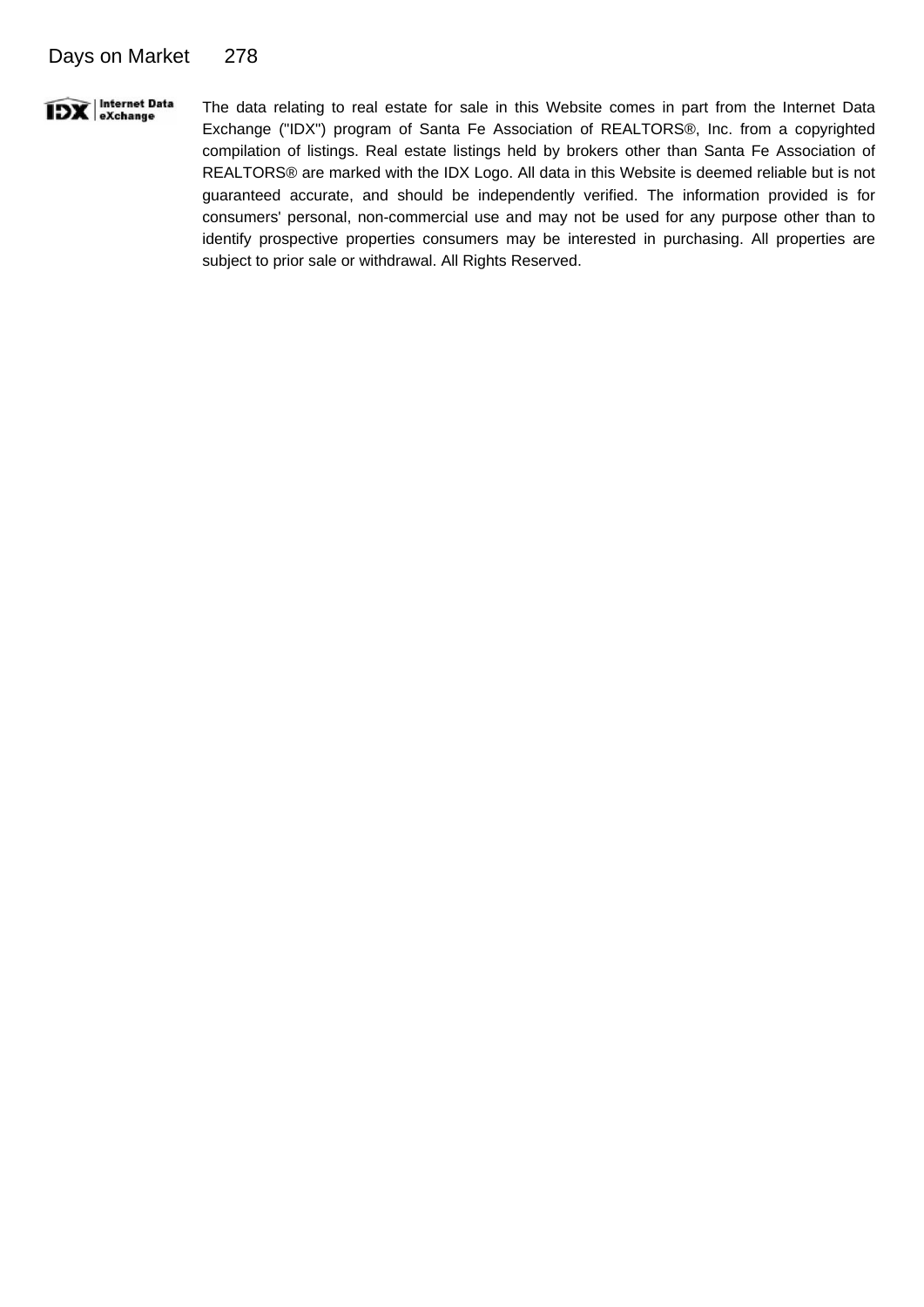Days on Market 278

IDX Internet Data eXchange

The data relating to real estate for sale in this Website comes in part from the Internet Data Exchange ("IDX") program of Santa Fe Association of REALTORS®, Inc. from a copyrighted compilation of listings. Real estate listings held by brokers other than Santa Fe Association of REALTORS® are marked with the IDX Logo. All data in this Website is deemed reliable but is not guaranteed accurate, and should be independently verified. The information provided is for consumers' personal, non-commercial use and may not be used for any purpose other than to identify prospective properties consumers may be interested in purchasing. All properties are subject to prior sale or withdrawal. All Rights Reserved.